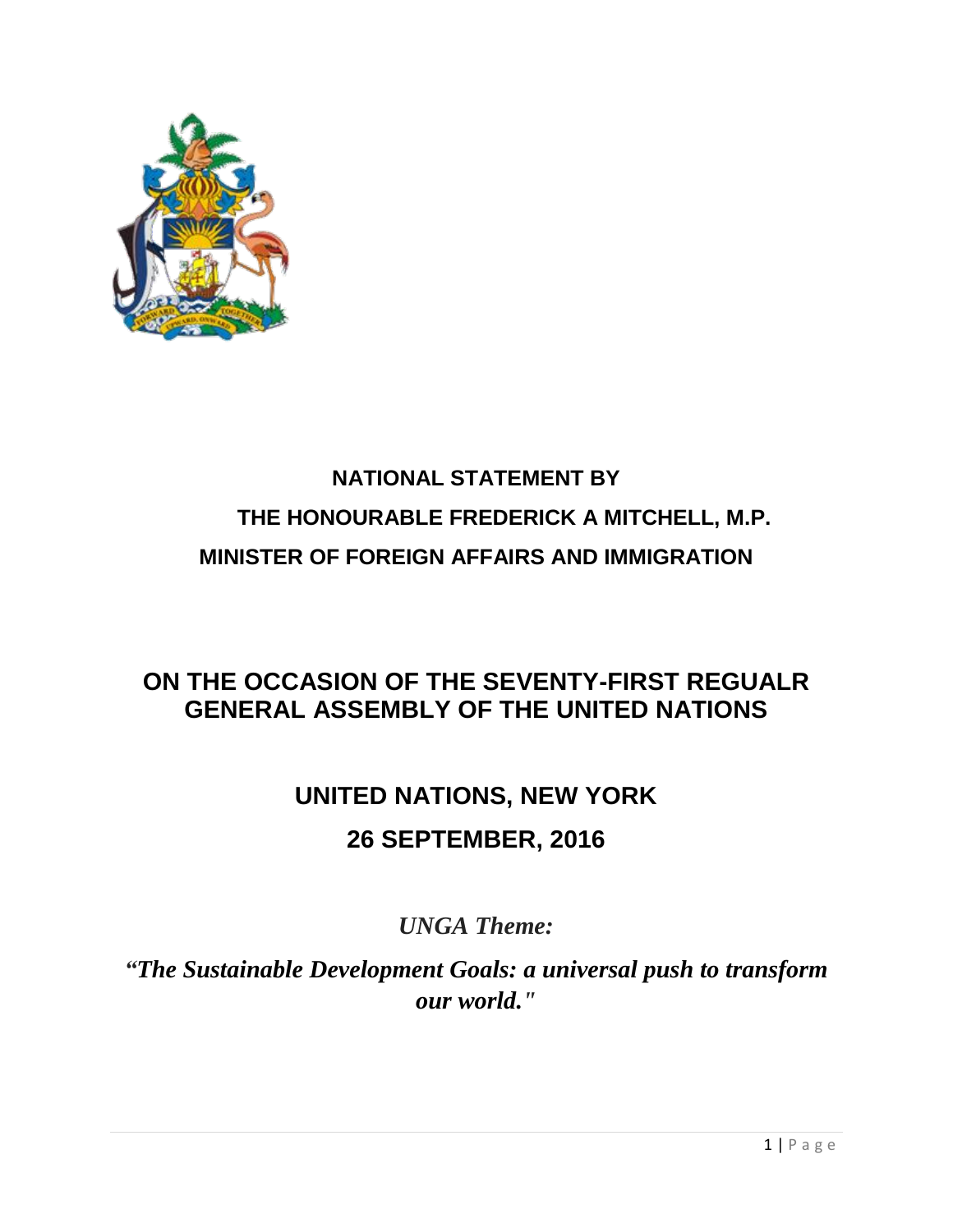**NATIONAL STATEMENT BY**

**THE HONOURABLE FREDERICK A MITCHELL, M.P.**

**MINISTER OF FOREIGN AFFAIRS AND IMMIGRATION**

# ON THE OCCASION OF THE SEVENTY-FIRST REGUALR GENERAL ASSEMBLY OF THE UNITED NATIONS

## UNITED NATIONS, NEW YORK

## 26 SEPTEMBER, 2016

***UNGA Theme:***

***"The Sustainable Development Goals: a universal push to transform our world."***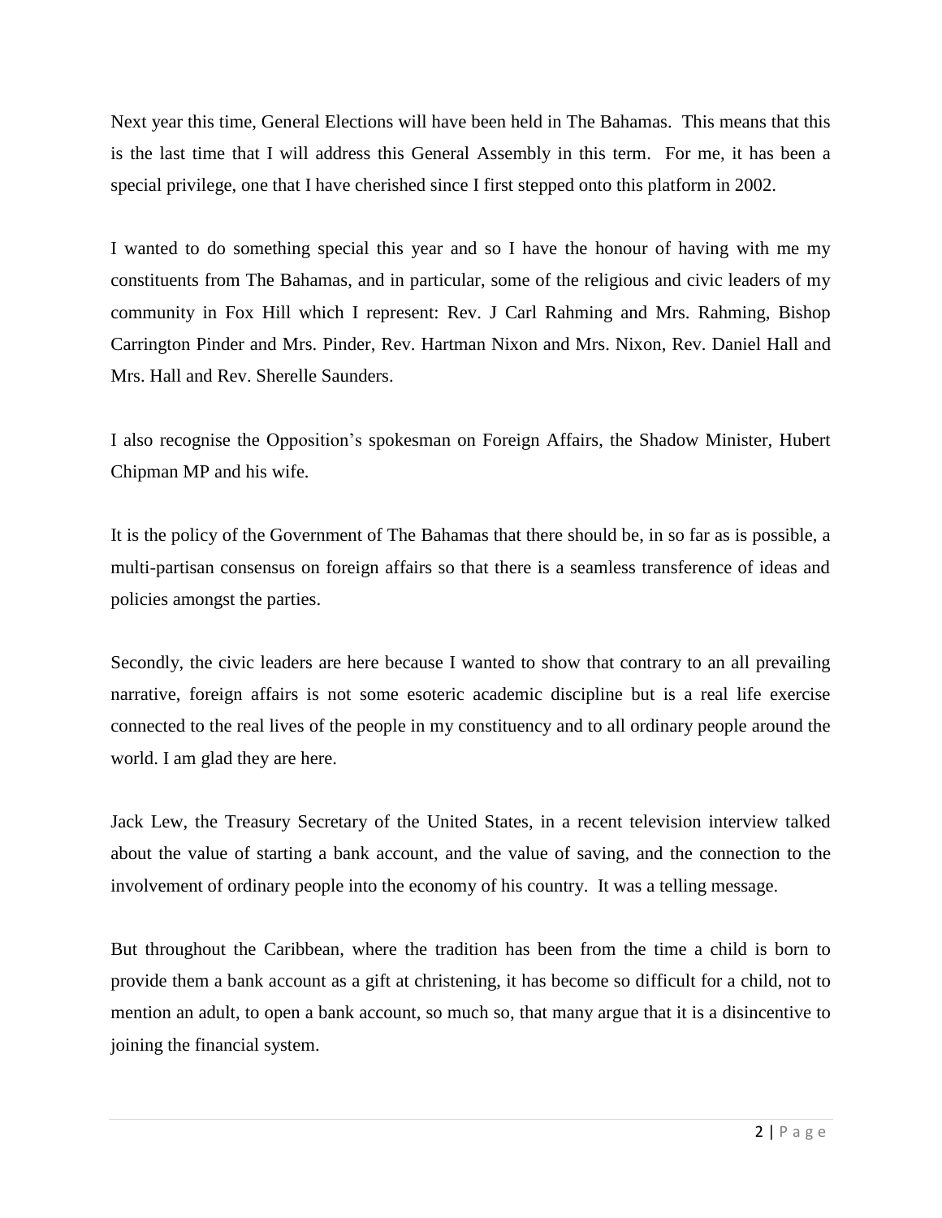Next year this time, General Elections will have been held in The Bahamas. This means that this is the last time that I will address this General Assembly in this term. For me, it has been a special privilege, one that I have cherished since I first stepped onto this platform in 2002.

I wanted to do something special this year and so I have the honour of having with me my constituents from The Bahamas, and in particular, some of the religious and civic leaders of my community in Fox Hill which I represent: Rev. J Carl Rahming and Mrs. Rahming, Bishop Carrington Pinder and Mrs. Pinder, Rev. Hartman Nixon and Mrs. Nixon, Rev. Daniel Hall and Mrs. Hall and Rev. Sherelle Saunders.

I also recognise the Opposition's spokesman on Foreign Affairs, the Shadow Minister, Hubert Chipman MP and his wife.

It is the policy of the Government of The Bahamas that there should be, in so far as is possible, a multi-partisan consensus on foreign affairs so that there is a seamless transference of ideas and policies amongst the parties.

Secondly, the civic leaders are here because I wanted to show that contrary to an all prevailing narrative, foreign affairs is not some esoteric academic discipline but is a real life exercise connected to the real lives of the people in my constituency and to all ordinary people around the world. I am glad they are here.

Jack Lew, the Treasury Secretary of the United States, in a recent television interview talked about the value of starting a bank account, and the value of saving, and the connection to the involvement of ordinary people into the economy of his country. It was a telling message.

But throughout the Caribbean, where the tradition has been from the time a child is born to provide them a bank account as a gift at christening, it has become so difficult for a child, not to mention an adult, to open a bank account, so much so, that many argue that it is a disincentive to joining the financial system.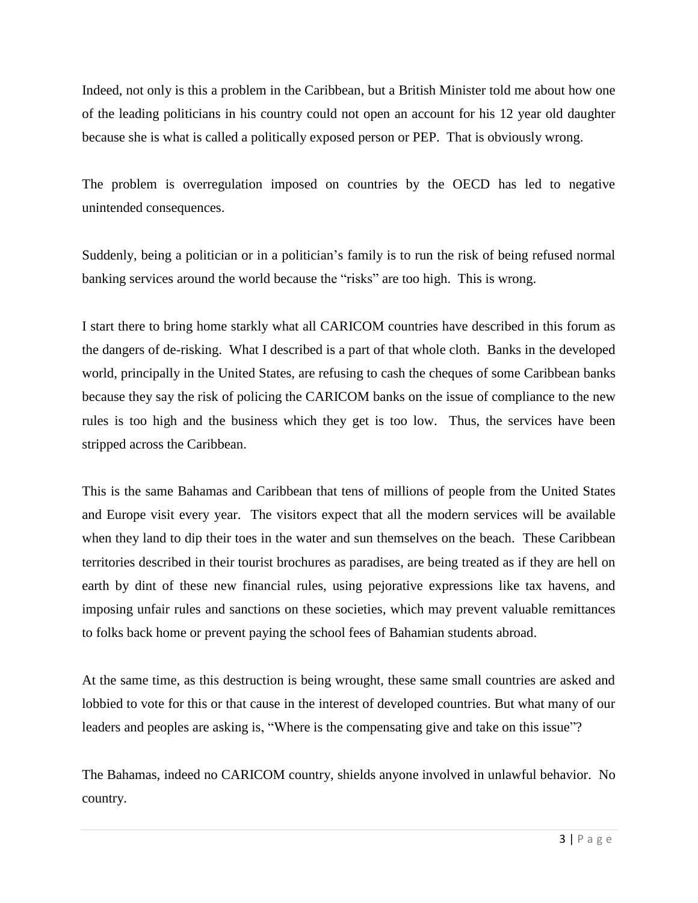Indeed, not only is this a problem in the Caribbean, but a British Minister told me about how one of the leading politicians in his country could not open an account for his 12 year old daughter because she is what is called a politically exposed person or PEP. That is obviously wrong.

The problem is overregulation imposed on countries by the OECD has led to negative unintended consequences.

Suddenly, being a politician or in a politician's family is to run the risk of being refused normal banking services around the world because the "risks" are too high. This is wrong.

I start there to bring home starkly what all CARICOM countries have described in this forum as the dangers of de-risking. What I described is a part of that whole cloth. Banks in the developed world, principally in the United States, are refusing to cash the cheques of some Caribbean banks because they say the risk of policing the CARICOM banks on the issue of compliance to the new rules is too high and the business which they get is too low. Thus, the services have been stripped across the Caribbean.

This is the same Bahamas and Caribbean that tens of millions of people from the United States and Europe visit every year. The visitors expect that all the modern services will be available when they land to dip their toes in the water and sun themselves on the beach. These Caribbean territories described in their tourist brochures as paradises, are being treated as if they are hell on earth by dint of these new financial rules, using pejorative expressions like tax havens, and imposing unfair rules and sanctions on these societies, which may prevent valuable remittances to folks back home or prevent paying the school fees of Bahamian students abroad.

At the same time, as this destruction is being wrought, these same small countries are asked and lobbied to vote for this or that cause in the interest of developed countries. But what many of our leaders and peoples are asking is, "Where is the compensating give and take on this issue"?

The Bahamas, indeed no CARICOM country, shields anyone involved in unlawful behavior. No country.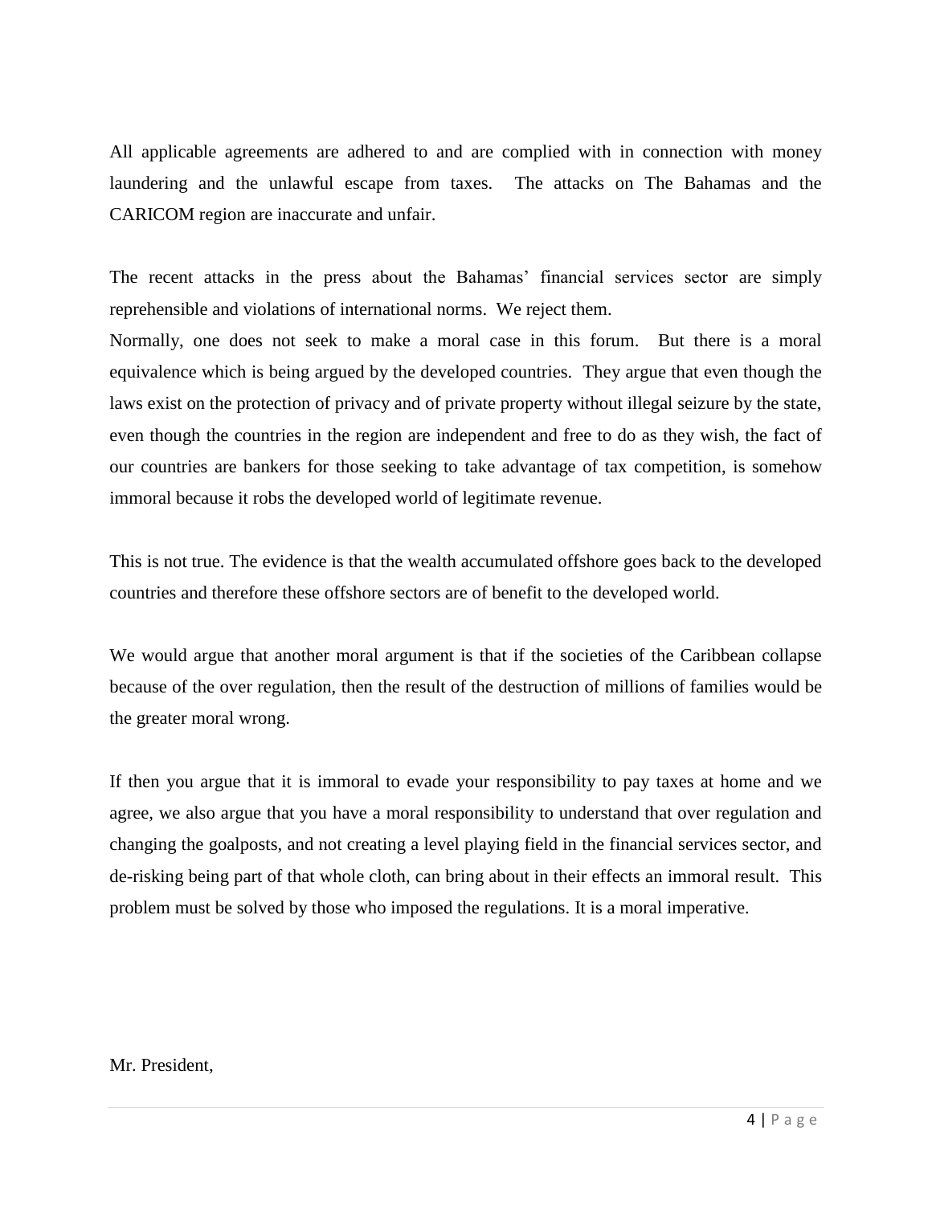All applicable agreements are adhered to and are complied with in connection with money laundering and the unlawful escape from taxes. The attacks on The Bahamas and the CARICOM region are inaccurate and unfair.

The recent attacks in the press about the Bahamas' financial services sector are simply reprehensible and violations of international norms. We reject them.

Normally, one does not seek to make a moral case in this forum. But there is a moral equivalence which is being argued by the developed countries. They argue that even though the laws exist on the protection of privacy and of private property without illegal seizure by the state, even though the countries in the region are independent and free to do as they wish, the fact of our countries are bankers for those seeking to take advantage of tax competition, is somehow immoral because it robs the developed world of legitimate revenue.

This is not true. The evidence is that the wealth accumulated offshore goes back to the developed countries and therefore these offshore sectors are of benefit to the developed world.

We would argue that another moral argument is that if the societies of the Caribbean collapse because of the over regulation, then the result of the destruction of millions of families would be the greater moral wrong.

If then you argue that it is immoral to evade your responsibility to pay taxes at home and we agree, we also argue that you have a moral responsibility to understand that over regulation and changing the goalposts, and not creating a level playing field in the financial services sector, and de-risking being part of that whole cloth, can bring about in their effects an immoral result. This problem must be solved by those who imposed the regulations. It is a moral imperative.

Mr. President,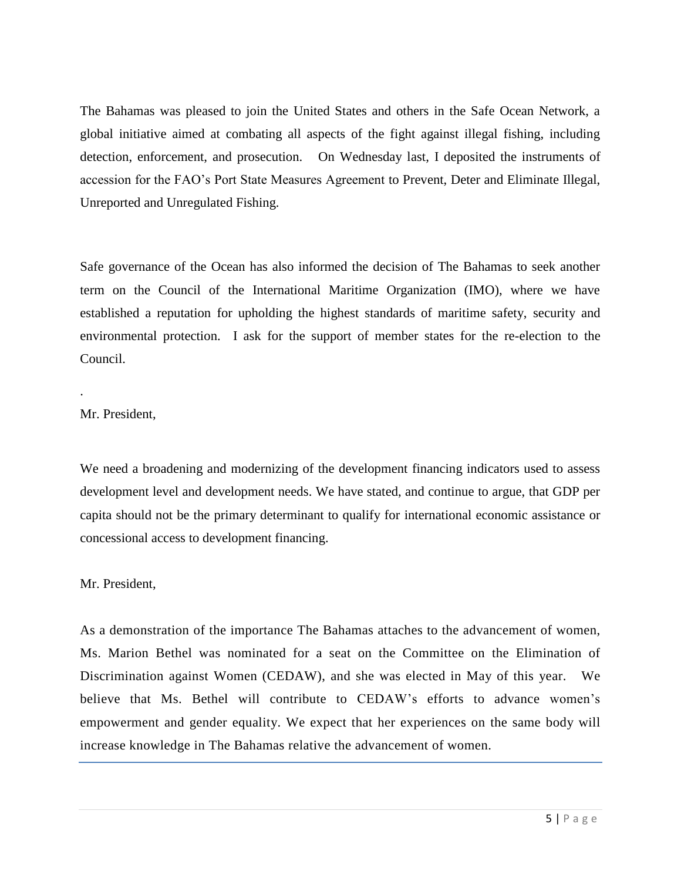The Bahamas was pleased to join the United States and others in the Safe Ocean Network, a global initiative aimed at combating all aspects of the fight against illegal fishing, including detection, enforcement, and prosecution. On Wednesday last, I deposited the instruments of accession for the FAO's Port State Measures Agreement to Prevent, Deter and Eliminate Illegal, Unreported and Unregulated Fishing.

Safe governance of the Ocean has also informed the decision of The Bahamas to seek another term on the Council of the International Maritime Organization (IMO), where we have established a reputation for upholding the highest standards of maritime safety, security and environmental protection. I ask for the support of member states for the re-election to the Council.

.

Mr. President,

We need a broadening and modernizing of the development financing indicators used to assess development level and development needs. We have stated, and continue to argue, that GDP per capita should not be the primary determinant to qualify for international economic assistance or concessional access to development financing.

Mr. President,

As a demonstration of the importance The Bahamas attaches to the advancement of women, Ms. Marion Bethel was nominated for a seat on the Committee on the Elimination of Discrimination against Women (CEDAW), and she was elected in May of this year. We believe that Ms. Bethel will contribute to CEDAW's efforts to advance women's empowerment and gender equality. We expect that her experiences on the same body will increase knowledge in The Bahamas relative the advancement of women.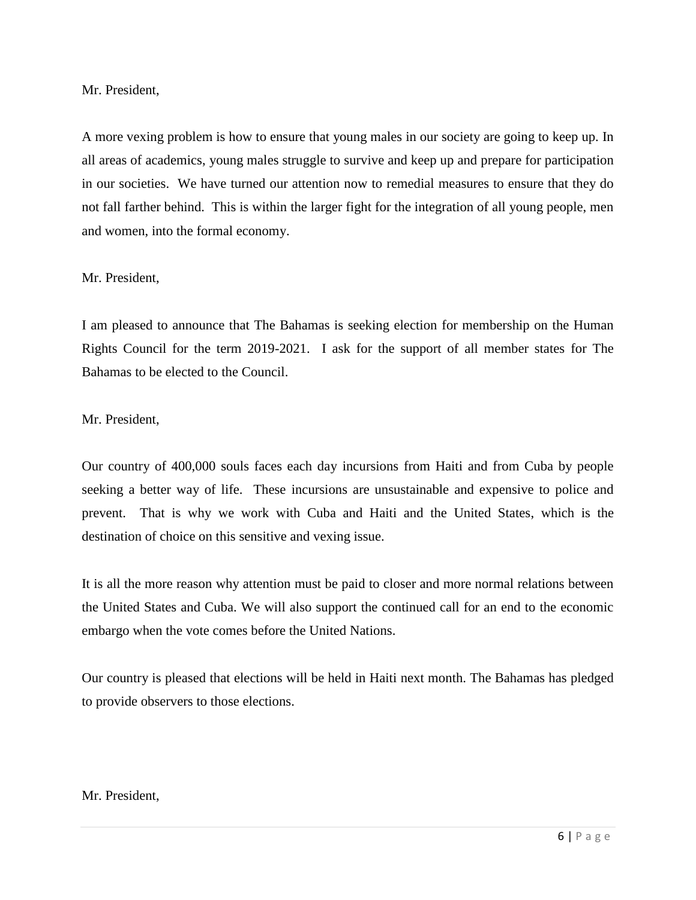Mr. President,

A more vexing problem is how to ensure that young males in our society are going to keep up. In all areas of academics, young males struggle to survive and keep up and prepare for participation in our societies.  We have turned our attention now to remedial measures to ensure that they do not fall farther behind.  This is within the larger fight for the integration of all young people, men and women, into the formal economy.

Mr. President,

I am pleased to announce that The Bahamas is seeking election for membership on the Human Rights Council for the term 2019-2021.  I ask for the support of all member states for The Bahamas to be elected to the Council.

Mr. President,

Our country of 400,000 souls faces each day incursions from Haiti and from Cuba by people seeking a better way of life.  These incursions are unsustainable and expensive to police and prevent.  That is why we work with Cuba and Haiti and the United States, which is the destination of choice on this sensitive and vexing issue.

It is all the more reason why attention must be paid to closer and more normal relations between the United States and Cuba. We will also support the continued call for an end to the economic embargo when the vote comes before the United Nations.

Our country is pleased that elections will be held in Haiti next month. The Bahamas has pledged to provide observers to those elections.

Mr. President,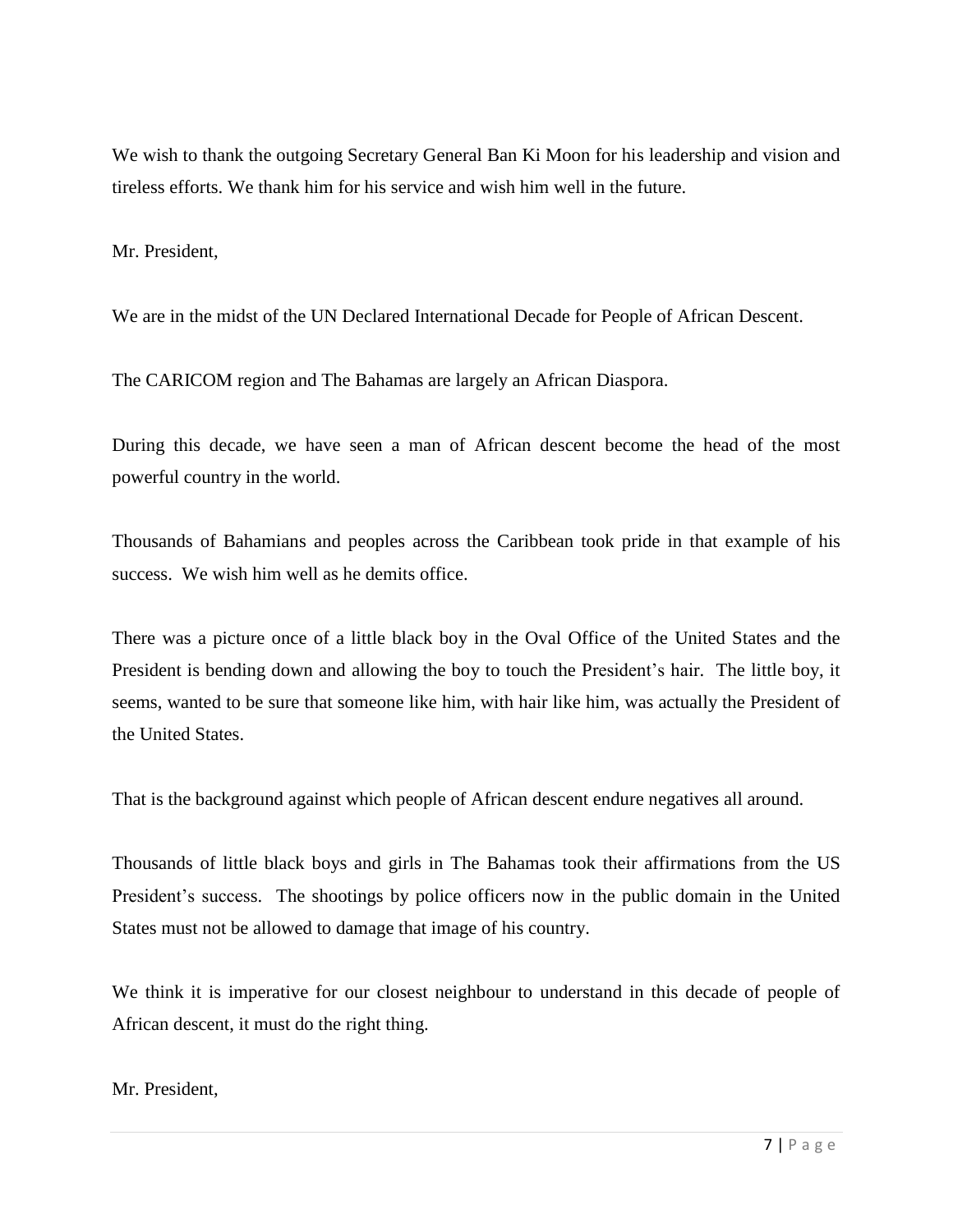We wish to thank the outgoing Secretary General Ban Ki Moon for his leadership and vision and tireless efforts. We thank him for his service and wish him well in the future.

Mr. President,

We are in the midst of the UN Declared International Decade for People of African Descent.

The CARICOM region and The Bahamas are largely an African Diaspora.

During this decade, we have seen a man of African descent become the head of the most powerful country in the world.

Thousands of Bahamians and peoples across the Caribbean took pride in that example of his success. We wish him well as he demits office.

There was a picture once of a little black boy in the Oval Office of the United States and the President is bending down and allowing the boy to touch the President's hair. The little boy, it seems, wanted to be sure that someone like him, with hair like him, was actually the President of the United States.

That is the background against which people of African descent endure negatives all around.

Thousands of little black boys and girls in The Bahamas took their affirmations from the US President's success. The shootings by police officers now in the public domain in the United States must not be allowed to damage that image of his country.

We think it is imperative for our closest neighbour to understand in this decade of people of African descent, it must do the right thing.

Mr. President,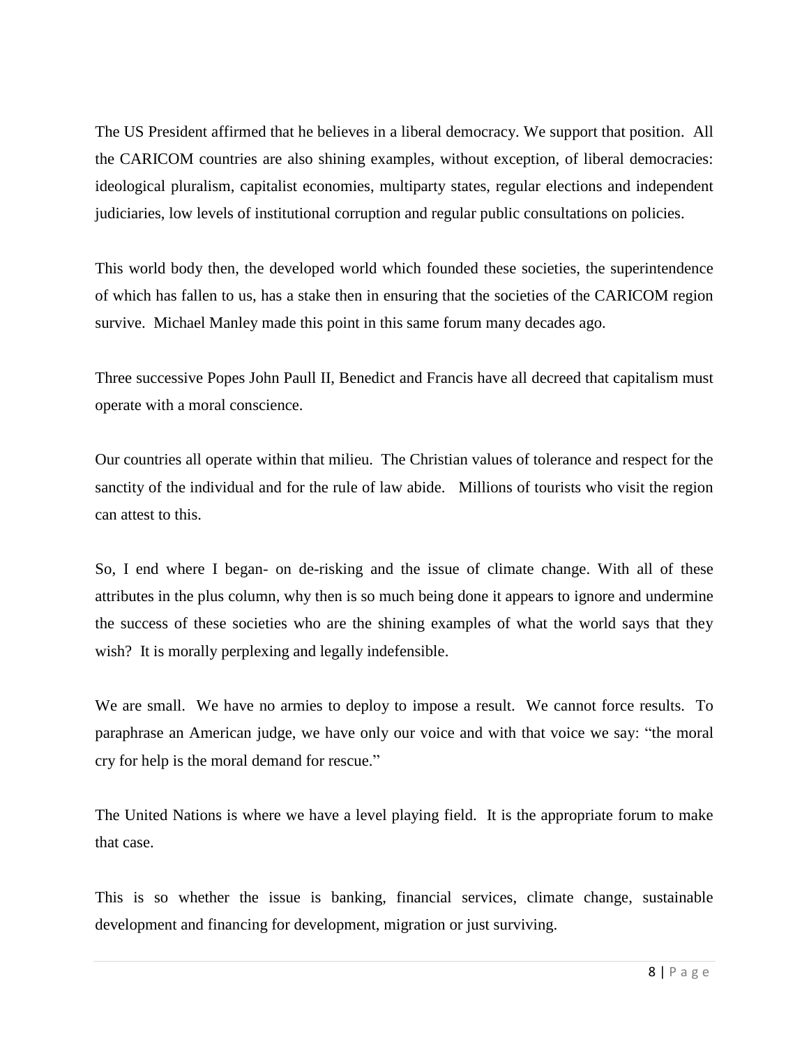The US President affirmed that he believes in a liberal democracy. We support that position. All the CARICOM countries are also shining examples, without exception, of liberal democracies: ideological pluralism, capitalist economies, multiparty states, regular elections and independent judiciaries, low levels of institutional corruption and regular public consultations on policies.

This world body then, the developed world which founded these societies, the superintendence of which has fallen to us, has a stake then in ensuring that the societies of the CARICOM region survive. Michael Manley made this point in this same forum many decades ago.

Three successive Popes John Paull II, Benedict and Francis have all decreed that capitalism must operate with a moral conscience.

Our countries all operate within that milieu. The Christian values of tolerance and respect for the sanctity of the individual and for the rule of law abide. Millions of tourists who visit the region can attest to this.

So, I end where I began- on de-risking and the issue of climate change. With all of these attributes in the plus column, why then is so much being done it appears to ignore and undermine the success of these societies who are the shining examples of what the world says that they wish? It is morally perplexing and legally indefensible.

We are small. We have no armies to deploy to impose a result. We cannot force results. To paraphrase an American judge, we have only our voice and with that voice we say: "the moral cry for help is the moral demand for rescue."

The United Nations is where we have a level playing field. It is the appropriate forum to make that case.

This is so whether the issue is banking, financial services, climate change, sustainable development and financing for development, migration or just surviving.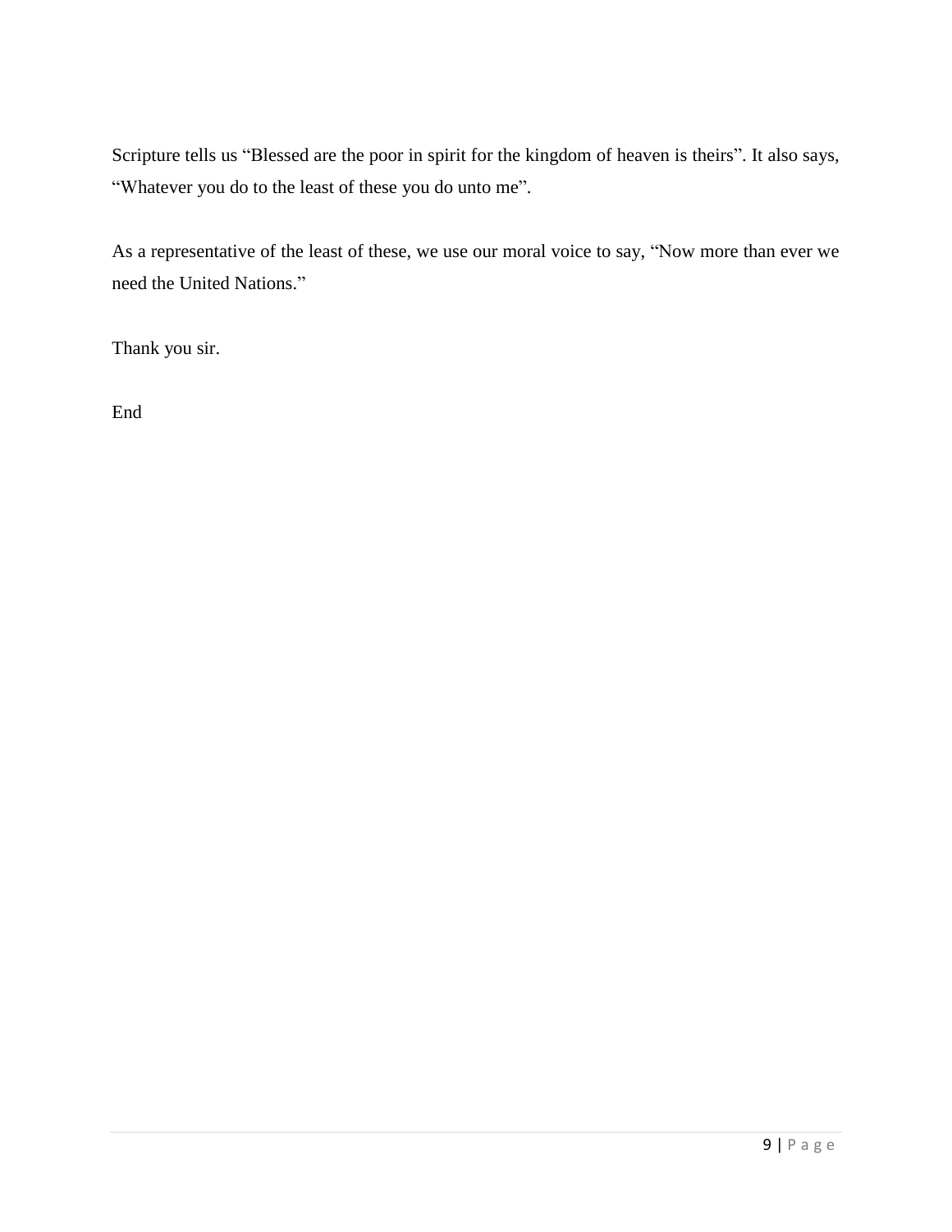Scripture tells us “Blessed are the poor in spirit for the kingdom of heaven is theirs”. It also says, “Whatever you do to the least of these you do unto me”.

As a representative of the least of these, we use our moral voice to say, “Now more than ever we need the United Nations.”

Thank you sir.

End